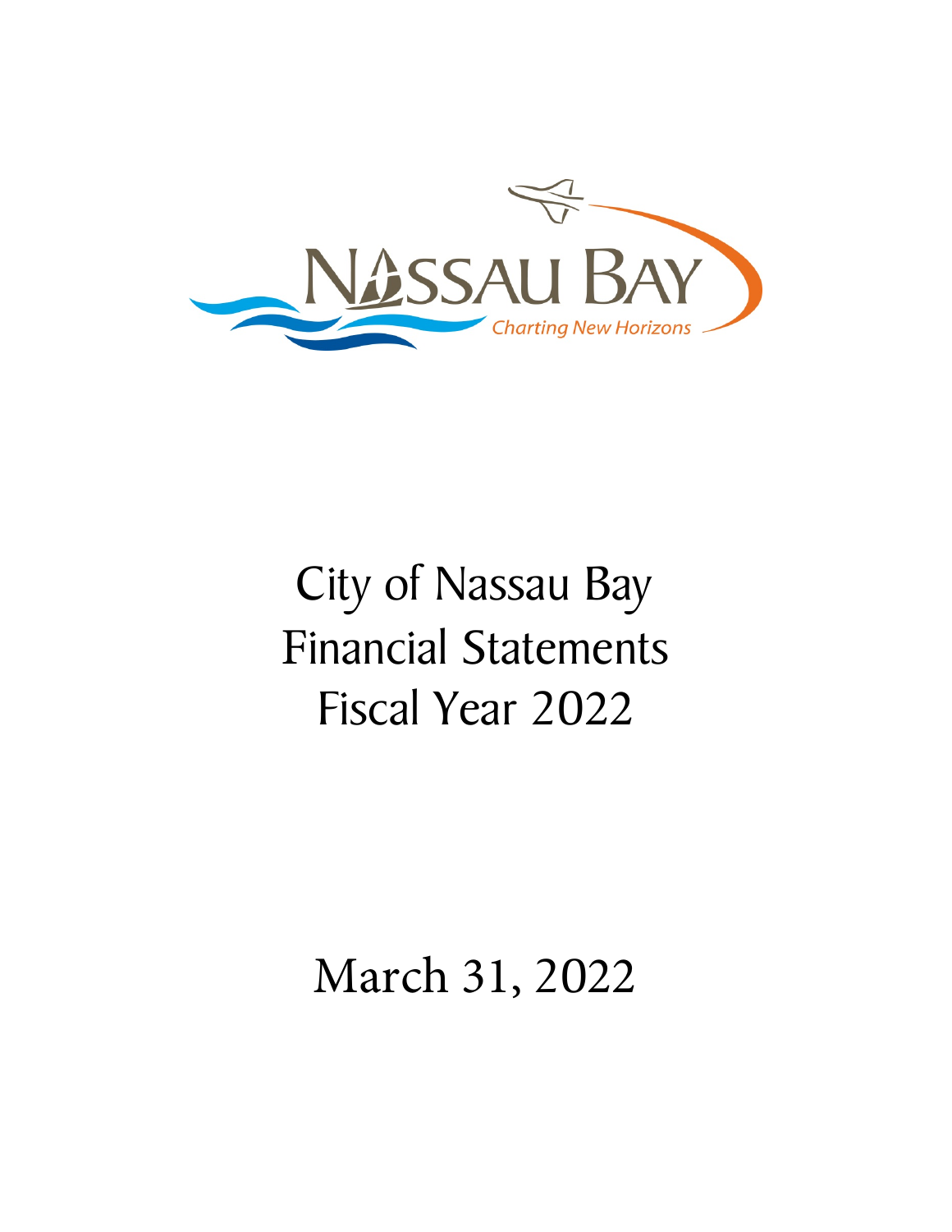# City of Nassau Bay Financial Statements Fiscal Year 2022

March 31, 2022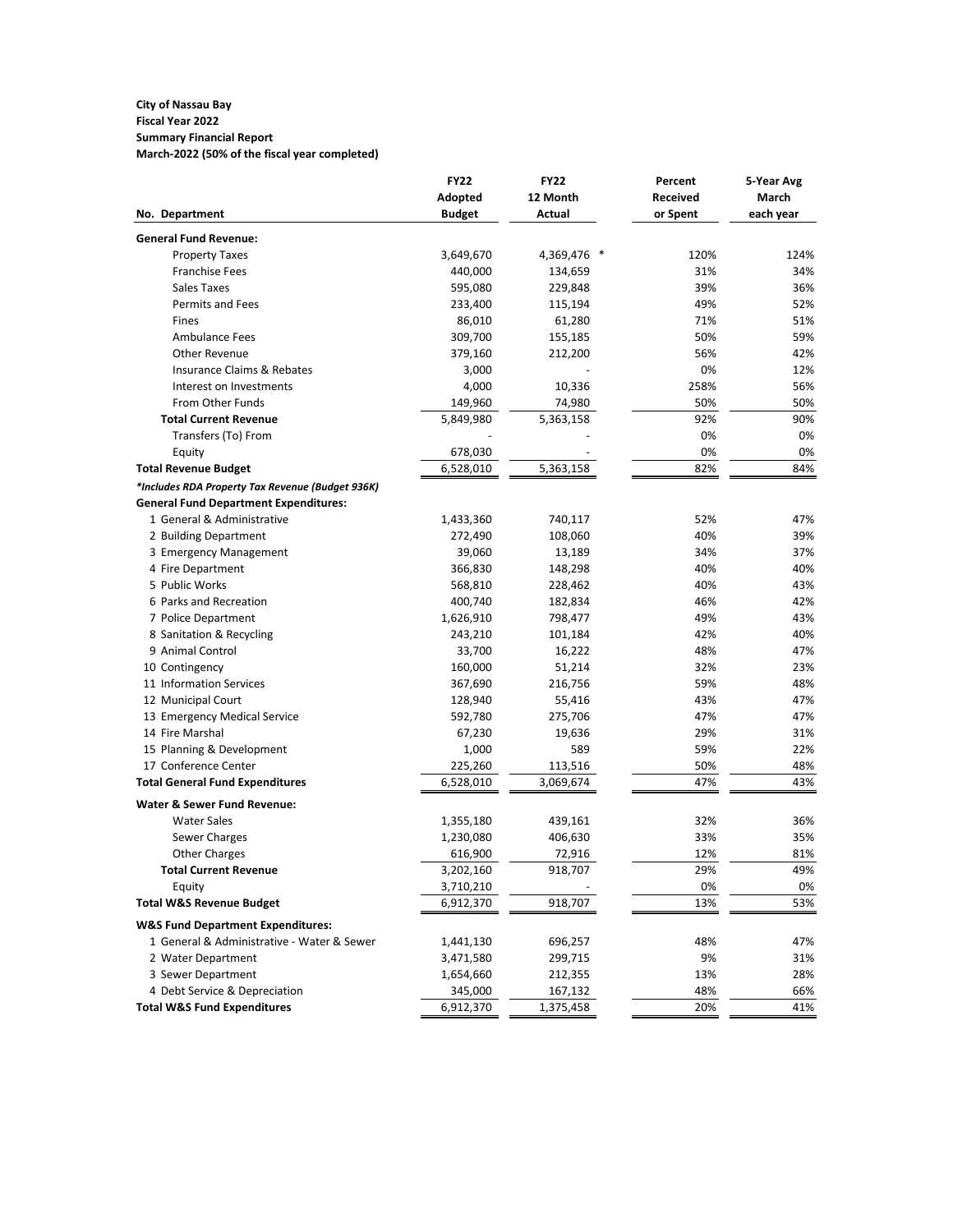**City of Nassau Bay**
**Fiscal Year 2022**
**Summary Financial Report**
**March-2022 (50% of the fiscal year completed)**

| No. Department | FY22 Adopted Budget | FY22 12 Month Actual | Percent Received or Spent | 5-Year Avg March each year |
|---|---|---|---|---|
| **General Fund Revenue:** | | | | |
| Property Taxes | 3,649,670 | 4,369,476 * | 120% | 124% |
| Franchise Fees | 440,000 | 134,659 | 31% | 34% |
| Sales Taxes | 595,080 | 229,848 | 39% | 36% |
| Permits and Fees | 233,400 | 115,194 | 49% | 52% |
| Fines | 86,010 | 61,280 | 71% | 51% |
| Ambulance Fees | 309,700 | 155,185 | 50% | 59% |
| Other Revenue | 379,160 | 212,200 | 56% | 42% |
| Insurance Claims & Rebates | 3,000 | - | 0% | 12% |
| Interest on Investments | 4,000 | 10,336 | 258% | 56% |
| From Other Funds | 149,960 | 74,980 | 50% | 50% |
| **Total Current Revenue** | 5,849,980 | 5,363,158 | 92% | 90% |
| Transfers (To) From | - | - | 0% | 0% |
| Equity | 678,030 | - | 0% | 0% |
| **Total Revenue Budget** | 6,528,010 | 5,363,158 | 82% | 84% |
| ***Includes RDA Property Tax Revenue (Budget 936K)** | | | | |
| **General Fund Department Expenditures:** | | | | |
| 1 General & Administrative | 1,433,360 | 740,117 | 52% | 47% |
| 2 Building Department | 272,490 | 108,060 | 40% | 39% |
| 3 Emergency Management | 39,060 | 13,189 | 34% | 37% |
| 4 Fire Department | 366,830 | 148,298 | 40% | 40% |
| 5 Public Works | 568,810 | 228,462 | 40% | 43% |
| 6 Parks and Recreation | 400,740 | 182,834 | 46% | 42% |
| 7 Police Department | 1,626,910 | 798,477 | 49% | 43% |
| 8 Sanitation & Recycling | 243,210 | 101,184 | 42% | 40% |
| 9 Animal Control | 33,700 | 16,222 | 48% | 47% |
| 10 Contingency | 160,000 | 51,214 | 32% | 23% |
| 11 Information Services | 367,690 | 216,756 | 59% | 48% |
| 12 Municipal Court | 128,940 | 55,416 | 43% | 47% |
| 13 Emergency Medical Service | 592,780 | 275,706 | 47% | 47% |
| 14 Fire Marshal | 67,230 | 19,636 | 29% | 31% |
| 15 Planning & Development | 1,000 | 589 | 59% | 22% |
| 17 Conference Center | 225,260 | 113,516 | 50% | 48% |
| **Total General Fund Expenditures** | 6,528,010 | 3,069,674 | 47% | 43% |
| **Water & Sewer Fund Revenue:** | | | | |
| Water Sales | 1,355,180 | 439,161 | 32% | 36% |
| Sewer Charges | 1,230,080 | 406,630 | 33% | 35% |
| Other Charges | 616,900 | 72,916 | 12% | 81% |
| **Total Current Revenue** | 3,202,160 | 918,707 | 29% | 49% |
| Equity | 3,710,210 | - | 0% | 0% |
| **Total W&S Revenue Budget** | 6,912,370 | 918,707 | 13% | 53% |
| **W&S Fund Department Expenditures:** | | | | |
| 1 General & Administrative - Water & Sewer | 1,441,130 | 696,257 | 48% | 47% |
| 2 Water Department | 3,471,580 | 299,715 | 9% | 31% |
| 3 Sewer Department | 1,654,660 | 212,355 | 13% | 28% |
| 4 Debt Service & Depreciation | 345,000 | 167,132 | 48% | 66% |
| **Total W&S Fund Expenditures** | 6,912,370 | 1,375,458 | 20% | 41% |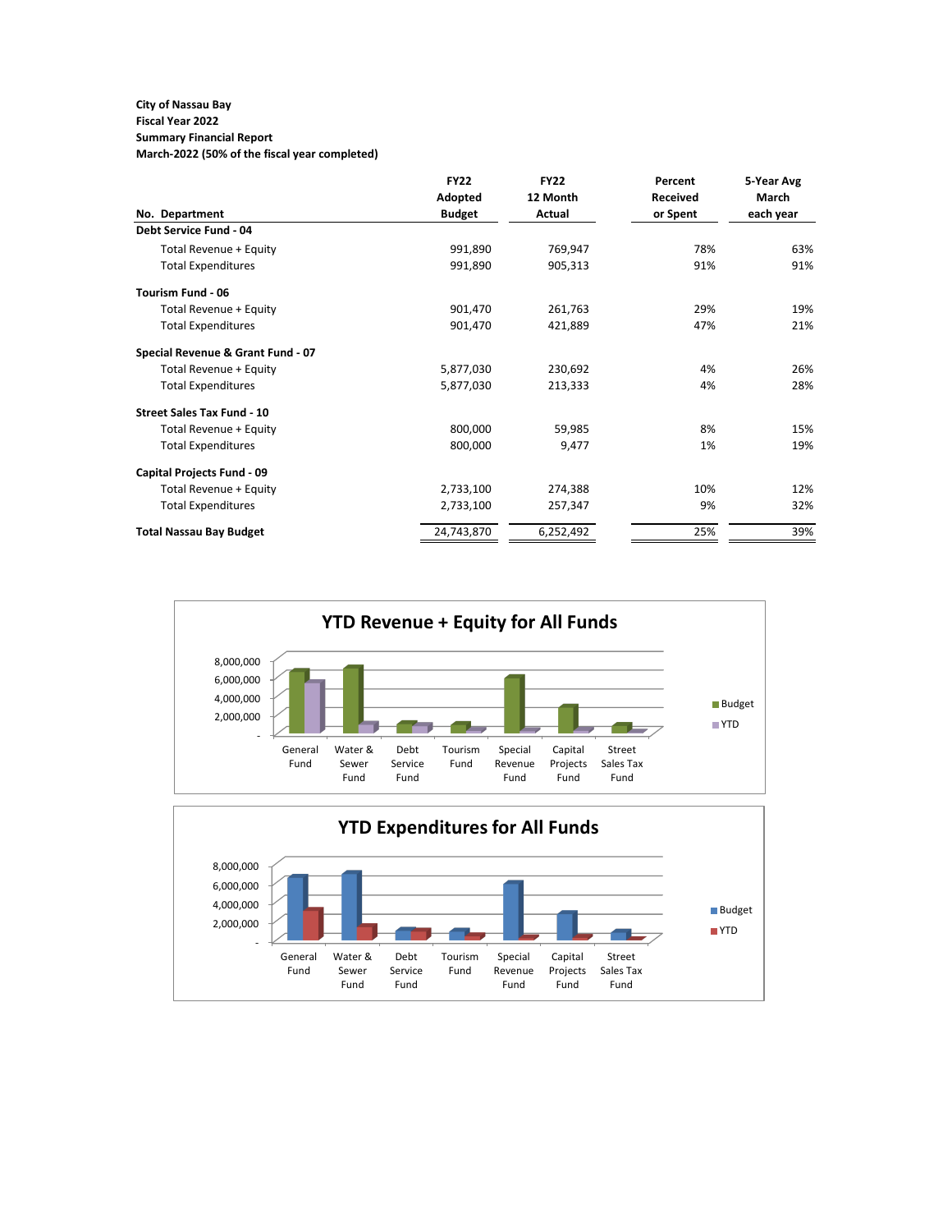**City of Nassau Bay**
**Fiscal Year 2022**
**Summary Financial Report**
**March-2022 (50% of the fiscal year completed)**

| No. Department | FY22 Adopted Budget | FY22 12 Month Actual | Percent Received or Spent | 5-Year Avg March each year |
|---|---|---|---|---|
| **Debt Service Fund - 04** | | | | |
| Total Revenue + Equity | 991,890 | 769,947 | 78% | 63% |
| Total Expenditures | 991,890 | 905,313 | 91% | 91% |
| **Tourism Fund - 06** | | | | |
| Total Revenue + Equity | 901,470 | 261,763 | 29% | 19% |
| Total Expenditures | 901,470 | 421,889 | 47% | 21% |
| **Special Revenue & Grant Fund - 07** | | | | |
| Total Revenue + Equity | 5,877,030 | 230,692 | 4% | 26% |
| Total Expenditures | 5,877,030 | 213,333 | 4% | 28% |
| **Street Sales Tax Fund - 10** | | | | |
| Total Revenue + Equity | 800,000 | 59,985 | 8% | 15% |
| Total Expenditures | 800,000 | 9,477 | 1% | 19% |
| **Capital Projects Fund - 09** | | | | |
| Total Revenue + Equity | 2,733,100 | 274,388 | 10% | 12% |
| Total Expenditures | 2,733,100 | 257,347 | 9% | 32% |
| **Total Nassau Bay Budget** | 24,743,870 | 6,252,492 | 25% | 39% |

**YTD Revenue + Equity for All Funds**

**YTD Expenditures for All Funds**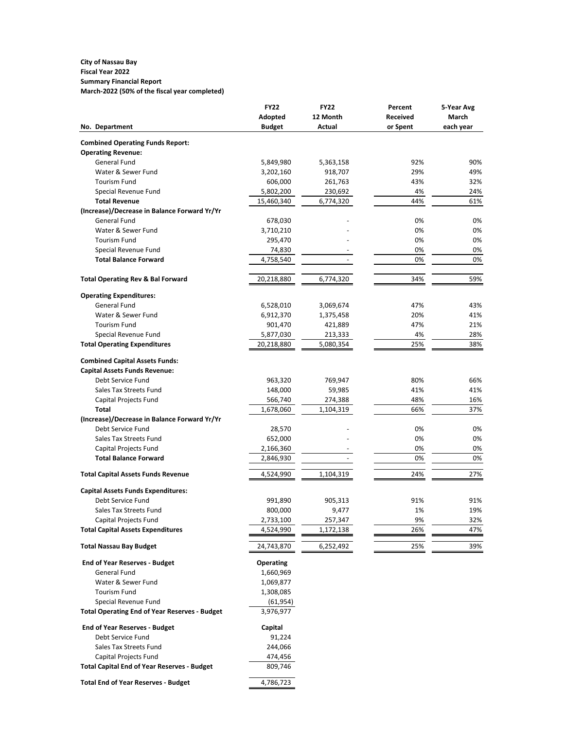**City of Nassau Bay**
**Fiscal Year 2022**
**Summary Financial Report**
**March-2022 (50% of the fiscal year completed)**

| No. Department | FY22 Adopted Budget | FY22 12 Month Actual | Percent Received or Spent | 5-Year Avg March each year |
|---|---|---|---|---|
| **Combined Operating Funds Report:** | | | | |
| **Operating Revenue:** | | | | |
| General Fund | 5,849,980 | 5,363,158 | 92% | 90% |
| Water & Sewer Fund | 3,202,160 | 918,707 | 29% | 49% |
| Tourism Fund | 606,000 | 261,763 | 43% | 32% |
| Special Revenue Fund | 5,802,200 | 230,692 | 4% | 24% |
| **Total Revenue** | 15,460,340 | 6,774,320 | 44% | 61% |
| **(Increase)/Decrease in Balance Forward Yr/Yr** | | | | |
| General Fund | 678,030 | - | 0% | 0% |
| Water & Sewer Fund | 3,710,210 | - | 0% | 0% |
| Tourism Fund | 295,470 | - | 0% | 0% |
| Special Revenue Fund | 74,830 | - | 0% | 0% |
| **Total Balance Forward** | 4,758,540 | - | 0% | 0% |
| **Total Operating Rev & Bal Forward** | 20,218,880 | 6,774,320 | 34% | 59% |
| **Operating Expenditures:** | | | | |
| General Fund | 6,528,010 | 3,069,674 | 47% | 43% |
| Water & Sewer Fund | 6,912,370 | 1,375,458 | 20% | 41% |
| Tourism Fund | 901,470 | 421,889 | 47% | 21% |
| Special Revenue Fund | 5,877,030 | 213,333 | 4% | 28% |
| **Total Operating Expenditures** | 20,218,880 | 5,080,354 | 25% | 38% |
| **Combined Capital Assets Funds:** | | | | |
| **Capital Assets Funds Revenue:** | | | | |
| Debt Service Fund | 963,320 | 769,947 | 80% | 66% |
| Sales Tax Streets Fund | 148,000 | 59,985 | 41% | 41% |
| Capital Projects Fund | 566,740 | 274,388 | 48% | 16% |
| **Total** | 1,678,060 | 1,104,319 | 66% | 37% |
| **(Increase)/Decrease in Balance Forward Yr/Yr** | | | | |
| Debt Service Fund | 28,570 | - | 0% | 0% |
| Sales Tax Streets Fund | 652,000 | - | 0% | 0% |
| Capital Projects Fund | 2,166,360 | - | 0% | 0% |
| **Total Balance Forward** | 2,846,930 | - | 0% | 0% |
| **Total Capital Assets Funds Revenue** | 4,524,990 | 1,104,319 | 24% | 27% |
| **Capital Assets Funds Expenditures:** | | | | |
| Debt Service Fund | 991,890 | 905,313 | 91% | 91% |
| Sales Tax Streets Fund | 800,000 | 9,477 | 1% | 19% |
| Capital Projects Fund | 2,733,100 | 257,347 | 9% | 32% |
| **Total Capital Assets Expenditures** | 4,524,990 | 1,172,138 | 26% | 47% |
| **Total Nassau Bay Budget** | 24,743,870 | 6,252,492 | 25% | 39% |

| **End of Year Reserves - Budget** | **Operating** |
|---|---|
| General Fund | 1,660,969 |
| Water & Sewer Fund | 1,069,877 |
| Tourism Fund | 1,308,085 |
| Special Revenue Fund | (61,954) |
| **Total Operating End of Year Reserves - Budget** | 3,976,977 |
| **End of Year Reserves - Budget** | **Capital** |
| Debt Service Fund | 91,224 |
| Sales Tax Streets Fund | 244,066 |
| Capital Projects Fund | 474,456 |
| **Total Capital End of Year Reserves - Budget** | 809,746 |
| **Total End of Year Reserves - Budget** | 4,786,723 |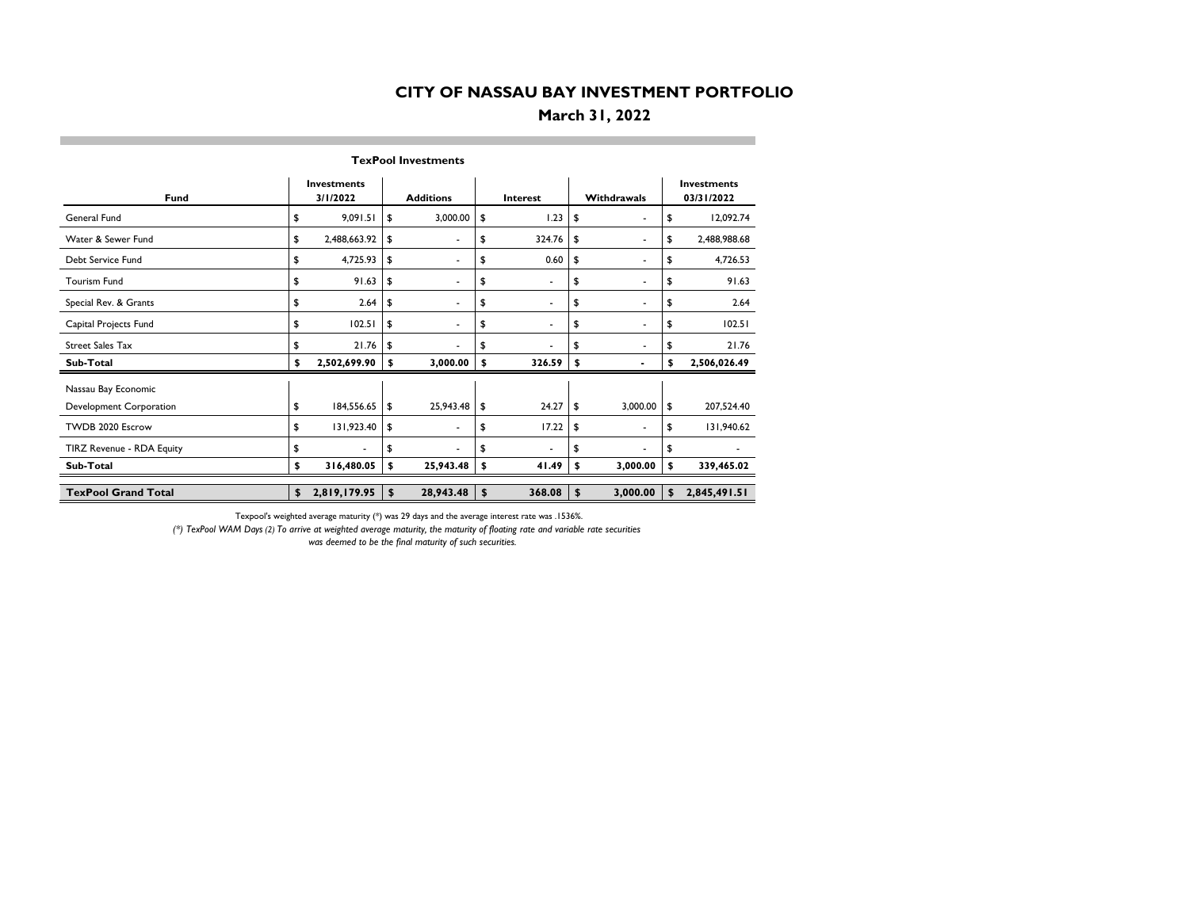# CITY OF NASSAU BAY INVESTMENT PORTFOLIO

## March 31, 2022

### TexPool Investments

| Fund | Investments 3/1/2022 | Additions | Interest | Withdrawals | Investments 03/31/2022 |
|---|---|---|---|---|---|
| General Fund | $ 9,091.51 | $ 3,000.00 | $ 1.23 | $ - | $ 12,092.74 |
| Water & Sewer Fund | $ 2,488,663.92 | $ - | $ 324.76 | $ - | $ 2,488,988.68 |
| Debt Service Fund | $ 4,725.93 | $ - | $ 0.60 | $ - | $ 4,726.53 |
| Tourism Fund | $ 91.63 | $ - | $ - | $ - | $ 91.63 |
| Special Rev. & Grants | $ 2.64 | $ - | $ - | $ - | $ 2.64 |
| Capital Projects Fund | $ 102.51 | $ - | $ - | $ - | $ 102.51 |
| Street Sales Tax | $ 21.76 | $ - | $ - | $ - | $ 21.76 |
| **Sub-Total** | **$ 2,502,699.90** | **$ 3,000.00** | **$ 326.59** | **$ -** | **$ 2,506,026.49** |
| Nassau Bay Economic Development Corporation | $ 184,556.65 | $ 25,943.48 | $ 24.27 | $ 3,000.00 | $ 207,524.40 |
| TWDB 2020 Escrow | $ 131,923.40 | $ - | $ 17.22 | $ - | $ 131,940.62 |
| TIRZ Revenue - RDA Equity | $ - | $ - | $ - | $ - | $ - |
| **Sub-Total** | **$ 316,480.05** | **$ 25,943.48** | **$ 41.49** | **$ 3,000.00** | **$ 339,465.02** |
| **TexPool Grand Total** | **$ 2,819,179.95** | **$ 28,943.48** | **$ 368.08** | **$ 3,000.00** | **$ 2,845,491.51** |

Texpool's weighted average maturity (*) was 29 days and the average interest rate was .1536%.

*(*) TexPool WAM Days (2) To arrive at weighted average maturity, the maturity of floating rate and variable rate securities was deemed to be the final maturity of such securities.*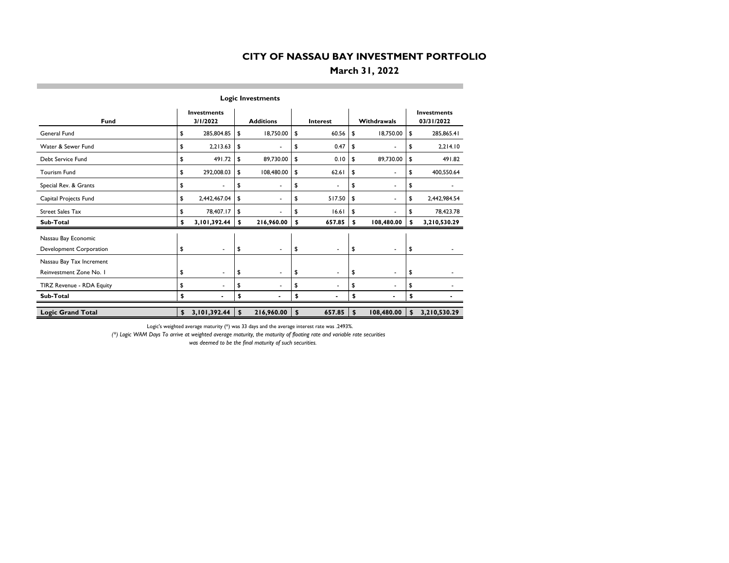# CITY OF NASSAU BAY INVESTMENT PORTFOLIO

## March 31, 2022

### Logic Investments

| Fund | Investments 3/1/2022 | Additions | Interest | Withdrawals | Investments 03/31/2022 |
|---|---|---|---|---|---|
| General Fund | $ 285,804.85 | $ 18,750.00 | $ 60.56 | $ 18,750.00 | $ 285,865.41 |
| Water & Sewer Fund | $ 2,213.63 | $ - | $ 0.47 | $ - | $ 2,214.10 |
| Debt Service Fund | $ 491.72 | $ 89,730.00 | $ 0.10 | $ 89,730.00 | $ 491.82 |
| Tourism Fund | $ 292,008.03 | $ 108,480.00 | $ 62.61 | $ - | $ 400,550.64 |
| Special Rev. & Grants | $ - | $ - | $ - | $ - | $ - |
| Capital Projects Fund | $ 2,442,467.04 | $ - | $ 517.50 | $ - | $ 2,442,984.54 |
| Street Sales Tax | $ 78,407.17 | $ - | $ 16.61 | $ - | $ 78,423.78 |
| **Sub-Total** | **$ 3,101,392.44** | **$ 216,960.00** | **$ 657.85** | **$ 108,480.00** | **$ 3,210,530.29** |
| Nassau Bay Economic Development Corporation | $ - | $ - | $ - | $ - | $ - |
| Nassau Bay Tax Increment Reinvestment Zone No. 1 | $ - | $ - | $ - | $ - | $ - |
| TIRZ Revenue - RDA Equity | $ - | $ - | $ - | $ - | $ - |
| **Sub-Total** | **$ -** | **$ -** | **$ -** | **$ -** | **$ -** |
| **Logic Grand Total** | **$ 3,101,392.44** | **$ 216,960.00** | **$ 657.85** | **$ 108,480.00** | **$ 3,210,530.29** |

Logic's weighted average maturity (*) was 33 days and the average interest rate was .2493%.

*(*) Logic WAM Days To arrive at weighted average maturity, the maturity of floating rate and variable rate securities was deemed to be the final maturity of such securities.*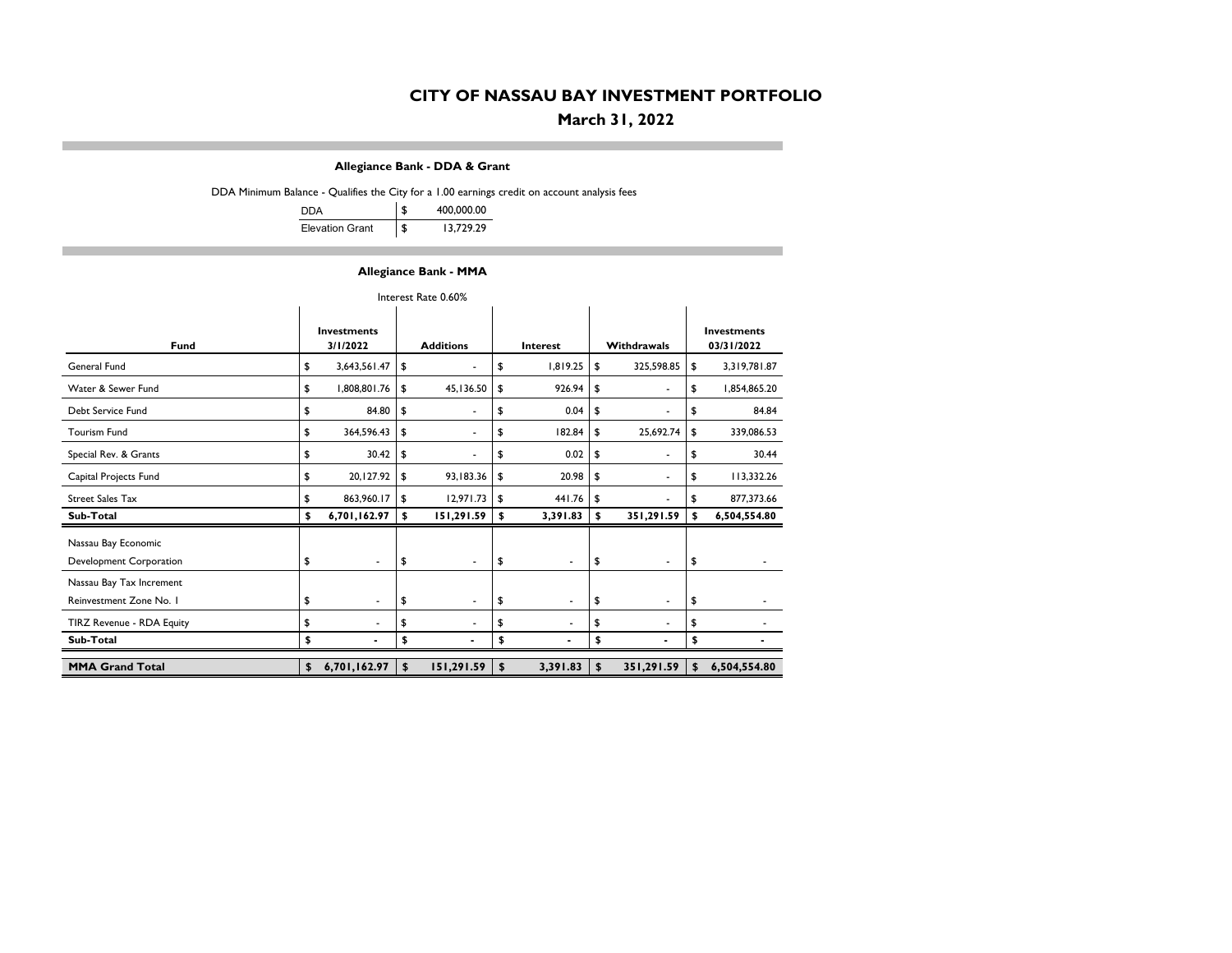# CITY OF NASSAU BAY INVESTMENT PORTFOLIO

## March 31, 2022

### Allegiance Bank - DDA & Grant

DDA Minimum Balance - Qualifies the City for a 1.00 earnings credit on account analysis fees

| | |
|---|---|
| DDA | $ 400,000.00 |
| Elevation Grant | $ 13,729.29 |

### Allegiance Bank - MMA

Interest Rate 0.60%

| Fund | Investments 3/1/2022 | Additions | Interest | Withdrawals | Investments 03/31/2022 |
|---|---|---|---|---|---|
| General Fund | $ 3,643,561.47 | $ - | $ 1,819.25 | $ 325,598.85 | $ 3,319,781.87 |
| Water & Sewer Fund | $ 1,808,801.76 | $ 45,136.50 | $ 926.94 | $ - | $ 1,854,865.20 |
| Debt Service Fund | $ 84.80 | $ - | $ 0.04 | $ - | $ 84.84 |
| Tourism Fund | $ 364,596.43 | $ - | $ 182.84 | $ 25,692.74 | $ 339,086.53 |
| Special Rev. & Grants | $ 30.42 | $ - | $ 0.02 | $ - | $ 30.44 |
| Capital Projects Fund | $ 20,127.92 | $ 93,183.36 | $ 20.98 | $ - | $ 113,332.26 |
| Street Sales Tax | $ 863,960.17 | $ 12,971.73 | $ 441.76 | $ - | $ 877,373.66 |
| **Sub-Total** | **$ 6,701,162.97** | **$ 151,291.59** | **$ 3,391.83** | **$ 351,291.59** | **$ 6,504,554.80** |
| Nassau Bay Economic Development Corporation | $ - | $ - | $ - | $ - | $ - |
| Nassau Bay Tax Increment Reinvestment Zone No. 1 | $ - | $ - | $ - | $ - | $ - |
| TIRZ Revenue - RDA Equity | $ - | $ - | $ - | $ - | $ - |
| **Sub-Total** | **$ -** | **$ -** | **$ -** | **$ -** | **$ -** |
| **MMA Grand Total** | **$ 6,701,162.97** | **$ 151,291.59** | **$ 3,391.83** | **$ 351,291.59** | **$ 6,504,554.80** |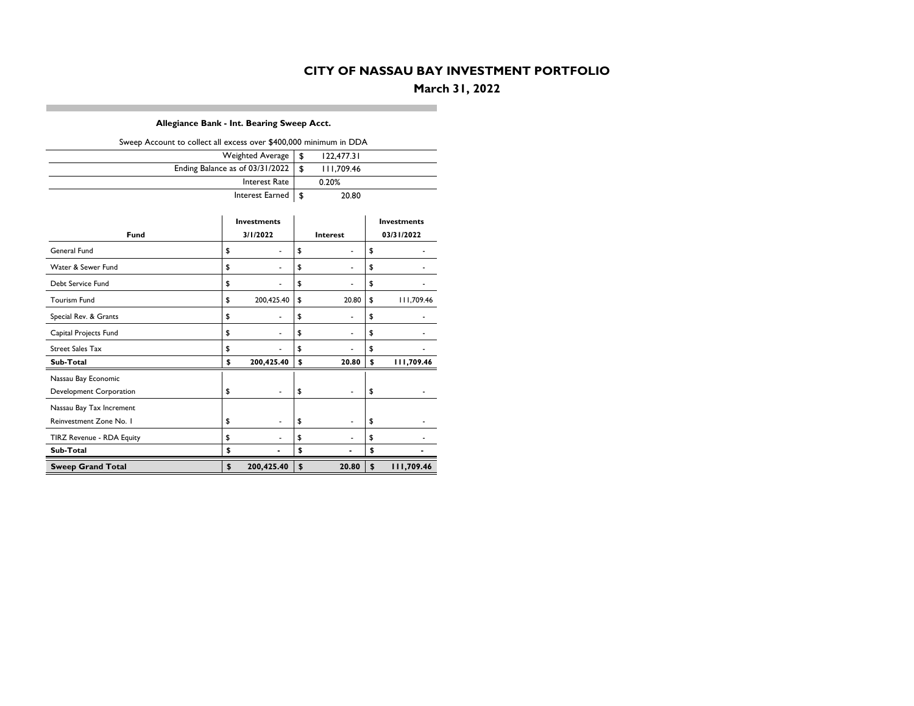# CITY OF NASSAU BAY INVESTMENT PORTFOLIO

## March 31, 2022

### Allegiance Bank - Int. Bearing Sweep Acct.

Sweep Account to collect all excess over $400,000 minimum in DDA

| | |
|---|---|
| Weighted Average | $ 122,477.31 |
| Ending Balance as of 03/31/2022 | $ 111,709.46 |
| Interest Rate | 0.20% |
| Interest Earned | $ 20.80 |

| Fund | Investments 3/1/2022 | Interest | Investments 03/31/2022 |
|---|---|---|---|
| General Fund | $ - | $ - | $ - |
| Water & Sewer Fund | $ - | $ - | $ - |
| Debt Service Fund | $ - | $ - | $ - |
| Tourism Fund | $ 200,425.40 | $ 20.80 | $ 111,709.46 |
| Special Rev. & Grants | $ - | $ - | $ - |
| Capital Projects Fund | $ - | $ - | $ - |
| Street Sales Tax | $ - | $ - | $ - |
| **Sub-Total** | **$ 200,425.40** | **$ 20.80** | **$ 111,709.46** |
| Nassau Bay Economic Development Corporation | $ - | $ - | $ - |
| Nassau Bay Tax Increment Reinvestment Zone No. 1 | $ - | $ - | $ - |
| TIRZ Revenue - RDA Equity | $ - | $ - | $ - |
| **Sub-Total** | **$ -** | **$ -** | **$ -** |
| **Sweep Grand Total** | **$ 200,425.40** | **$ 20.80** | **$ 111,709.46** |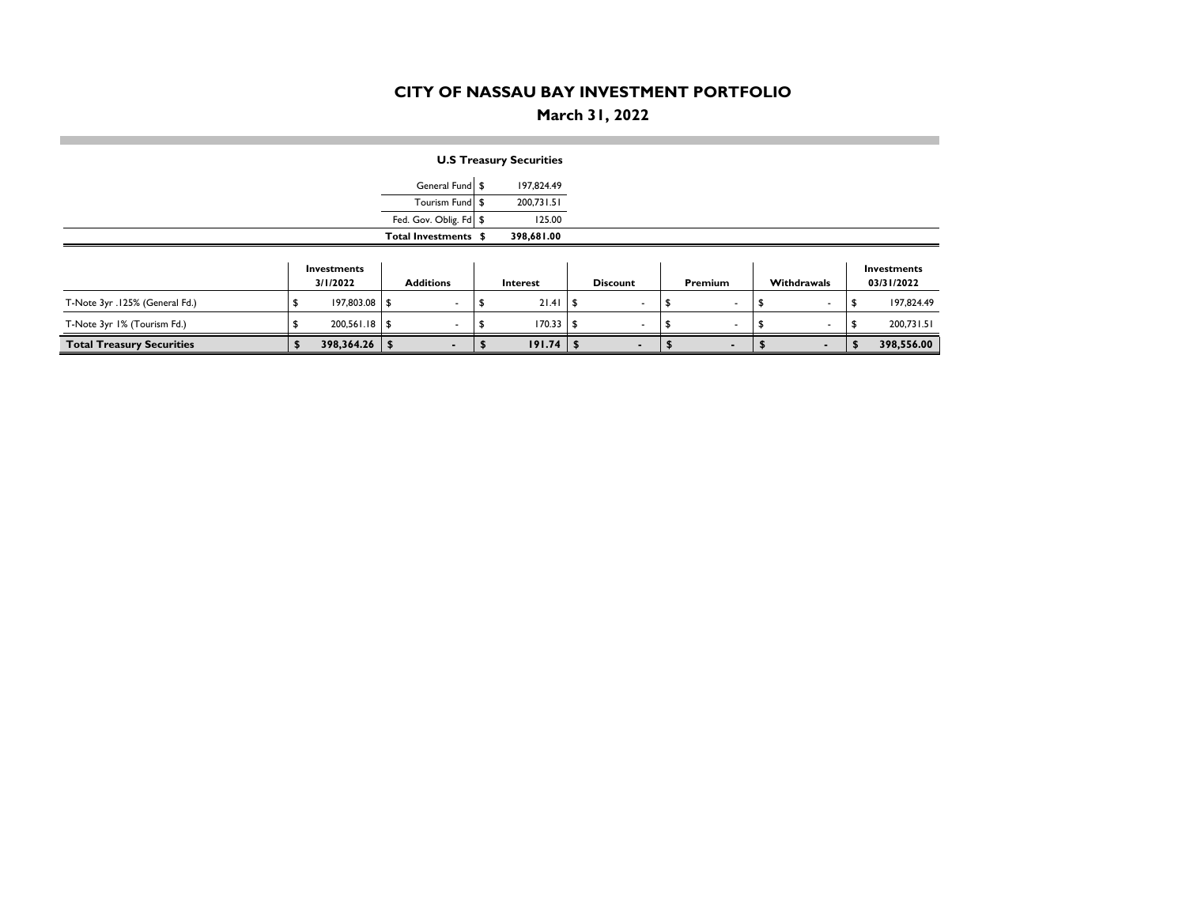# CITY OF NASSAU BAY INVESTMENT PORTFOLIO

## March 31, 2022

**U.S Treasury Securities**

| | | |
|---|---|---|
| General Fund | $ | 197,824.49 |
| Tourism Fund | $ | 200,731.51 |
| Fed. Gov. Oblig. Fd | $ | 125.00 |
| **Total Investments** | **$** | **398,681.00** |

| | Investments 3/1/2022 | Additions | Interest | Discount | Premium | Withdrawals | Investments 03/31/2022 |
|---|---|---|---|---|---|---|---|
| T-Note 3yr .125% (General Fd.) | $ 197,803.08 | $ - | $ 21.41 | $ - | $ - | $ - | $ 197,824.49 |
| T-Note 3yr 1% (Tourism Fd.) | $ 200,561.18 | $ - | $ 170.33 | $ - | $ - | $ - | $ 200,731.51 |
| **Total Treasury Securities** | **$ 398,364.26** | **$ -** | **$ 191.74** | **$ -** | **$ -** | **$ -** | **$ 398,556.00** |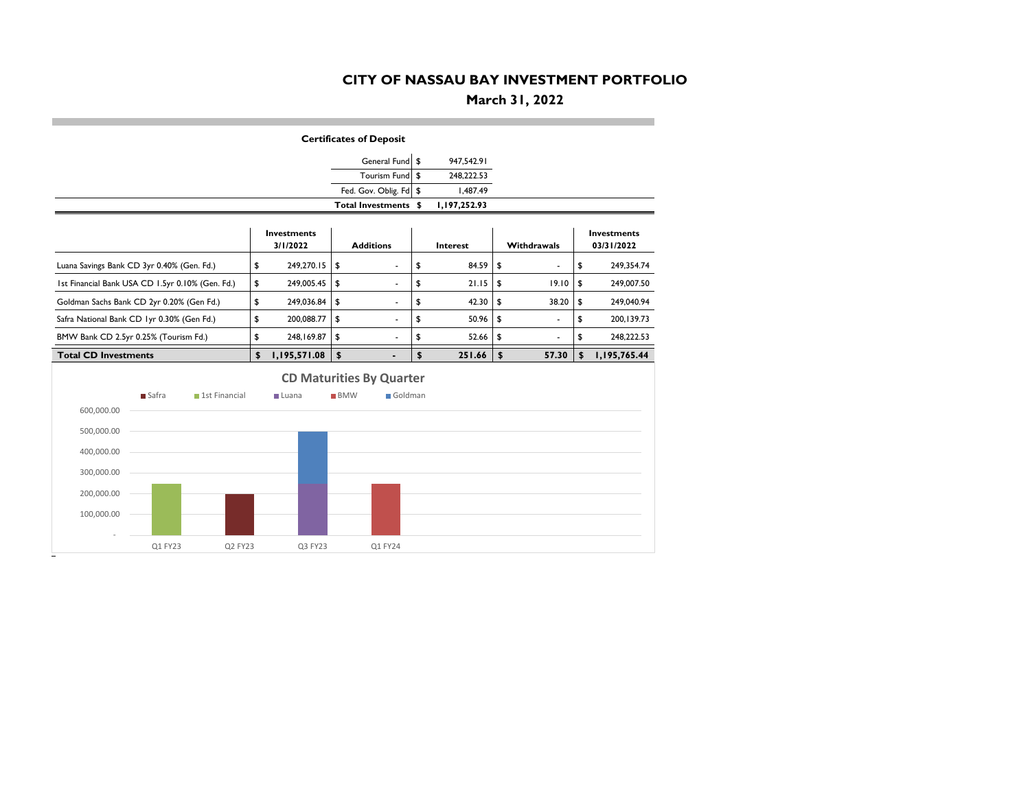# CITY OF NASSAU BAY INVESTMENT PORTFOLIO

## March 31, 2022

### Certificates of Deposit

| | |
|---|---|
| General Fund | $ 947,542.91 |
| Tourism Fund | $ 248,222.53 |
| Fed. Gov. Oblig. Fd | $ 1,487.49 |
| **Total Investments** | **$ 1,197,252.93** |

| | Investments 3/1/2022 | Additions | Interest | Withdrawals | Investments 03/31/2022 |
|---|---|---|---|---|---|
| Luana Savings Bank CD 3yr 0.40% (Gen. Fd.) | $ 249,270.15 | $ - | $ 84.59 | $ - | $ 249,354.74 |
| 1st Financial Bank USA CD 1.5yr 0.10% (Gen. Fd.) | $ 249,005.45 | $ - | $ 21.15 | $ 19.10 | $ 249,007.50 |
| Goldman Sachs Bank CD 2yr 0.20% (Gen Fd.) | $ 249,036.84 | $ - | $ 42.30 | $ 38.20 | $ 249,040.94 |
| Safra National Bank CD 1yr 0.30% (Gen Fd.) | $ 200,088.77 | $ - | $ 50.96 | $ - | $ 200,139.73 |
| BMW Bank CD 2.5yr 0.25% (Tourism Fd.) | $ 248,169.87 | $ - | $ 52.66 | $ - | $ 248,222.53 |
| **Total CD Investments** | **$ 1,195,571.08** | **$ -** | **$ 251.66** | **$ 57.30** | **$ 1,195,765.44** |

**CD Maturities By Quarter**

| Quarter | Safra | 1st Financial | Luana | BMW | Goldman |
|---|---|---|---|---|---|
| Q1 FY23 | | ~250,000 | | | |
| Q2 FY23 | ~200,000 | | | | |
| Q3 FY23 | | | ~250,000 | | ~250,000 |
| Q1 FY24 | | | | ~250,000 | |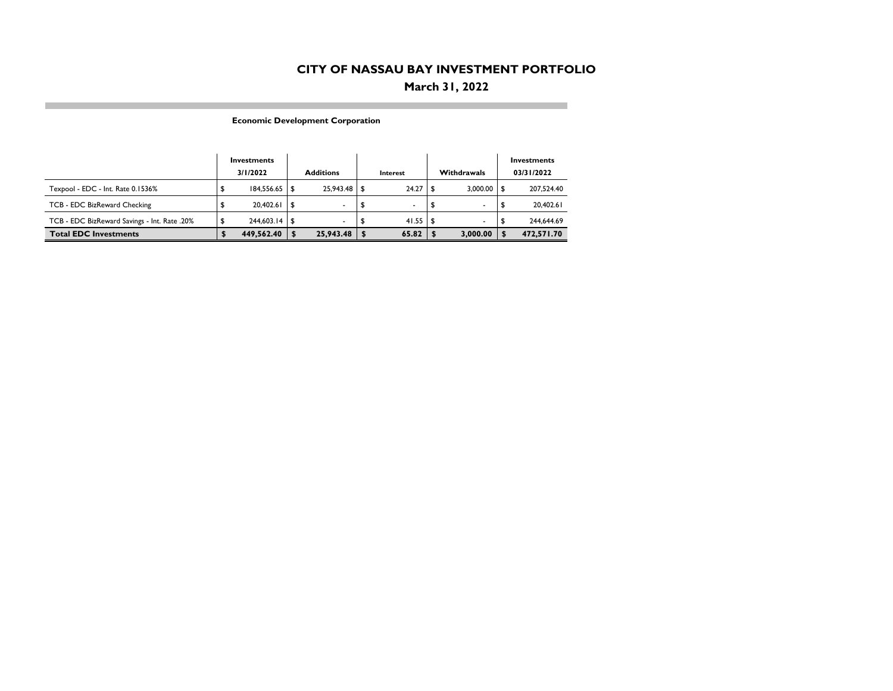# CITY OF NASSAU BAY INVESTMENT PORTFOLIO

## March 31, 2022

### Economic Development Corporation

| | Investments 3/1/2022 | Additions | Interest | Withdrawals | Investments 03/31/2022 |
|---|---|---|---|---|---|
| Texpool - EDC - Int. Rate 0.1536% | $ 184,556.65 | $ 25,943.48 | $ 24.27 | $ 3,000.00 | $ 207,524.40 |
| TCB - EDC BizReward Checking | $ 20,402.61 | $ - | $ - | $ - | $ 20,402.61 |
| TCB - EDC BizReward Savings - Int. Rate .20% | $ 244,603.14 | $ - | $ 41.55 | $ - | $ 244,644.69 |
| **Total EDC Investments** | **$ 449,562.40** | **$ 25,943.48** | **$ 65.82** | **$ 3,000.00** | **$ 472,571.70** |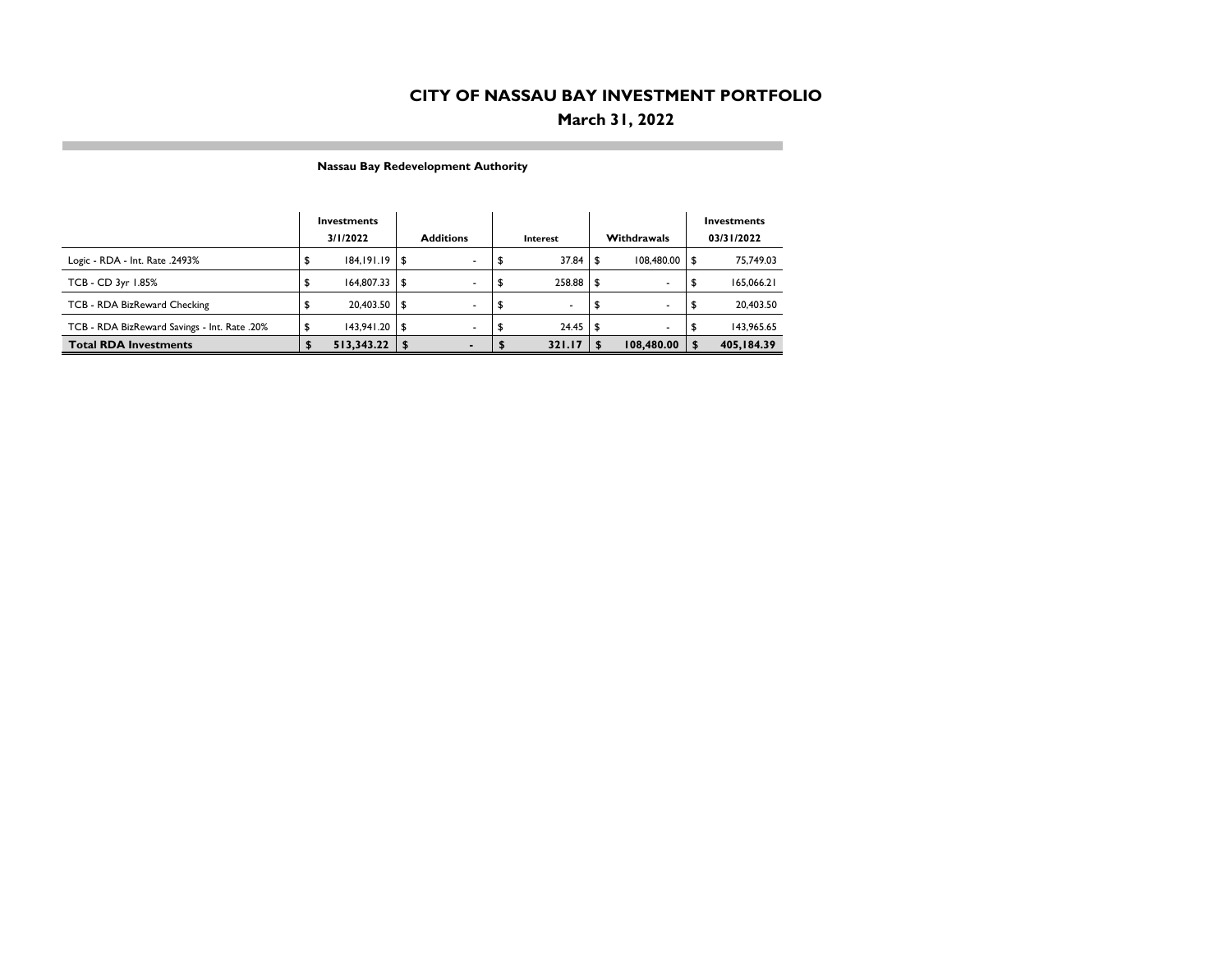# CITY OF NASSAU BAY INVESTMENT PORTFOLIO

## March 31, 2022

### Nassau Bay Redevelopment Authority

| | Investments 3/1/2022 | Additions | Interest | Withdrawals | Investments 03/31/2022 |
|---|---|---|---|---|---|
| Logic - RDA - Int. Rate .2493% | $ 184,191.19 | $ - | $ 37.84 | $ 108,480.00 | $ 75,749.03 |
| TCB - CD 3yr 1.85% | $ 164,807.33 | $ - | $ 258.88 | $ - | $ 165,066.21 |
| TCB - RDA BizReward Checking | $ 20,403.50 | $ - | $ - | $ - | $ 20,403.50 |
| TCB - RDA BizReward Savings - Int. Rate .20% | $ 143,941.20 | $ - | $ 24.45 | $ - | $ 143,965.65 |
| **Total RDA Investments** | **$ 513,343.22** | **$ -** | **$ 321.17** | **$ 108,480.00** | **$ 405,184.39** |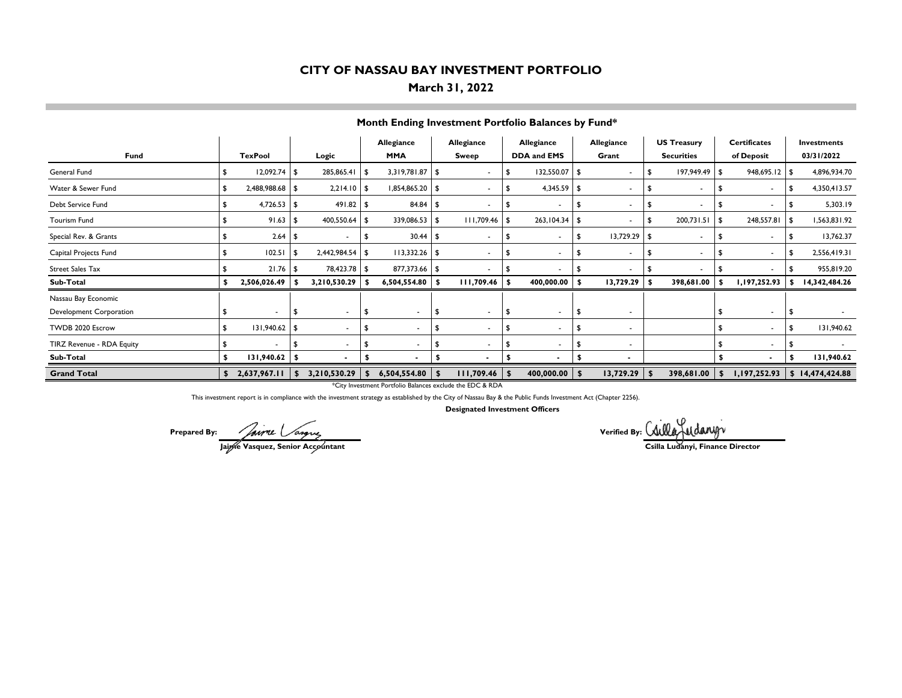# CITY OF NASSAU BAY INVESTMENT PORTFOLIO

## March 31, 2022

### Month Ending Investment Portfolio Balances by Fund*

| Fund | TexPool | Logic | Allegiance MMA | Allegiance Sweep | Allegiance DDA and EMS | Allegiance Grant | US Treasury Securities | Certificates of Deposit | Investments 03/31/2022 |
|---|---|---|---|---|---|---|---|---|---|
| General Fund | $ 12,092.74 | $ 285,865.41 | $ 3,319,781.87 | $ - | $ 132,550.07 | $ - | $ 197,949.49 | $ 948,695.12 | $ 4,896,934.70 |
| Water & Sewer Fund | $ 2,488,988.68 | $ 2,214.10 | $ 1,854,865.20 | $ - | $ 4,345.59 | $ - | $ - | $ - | $ 4,350,413.57 |
| Debt Service Fund | $ 4,726.53 | $ 491.82 | $ 84.84 | $ - | $ - | $ - | $ - | $ - | $ 5,303.19 |
| Tourism Fund | $ 91.63 | $ 400,550.64 | $ 339,086.53 | $ 111,709.46 | $ 263,104.34 | $ - | $ 200,731.51 | $ 248,557.81 | $ 1,563,831.92 |
| Special Rev. & Grants | $ 2.64 | $ - | $ 30.44 | $ - | $ - | $ 13,729.29 | $ - | $ - | $ 13,762.37 |
| Capital Projects Fund | $ 102.51 | $ 2,442,984.54 | $ 113,332.26 | $ - | $ - | $ - | $ - | $ - | $ 2,556,419.31 |
| Street Sales Tax | $ 21.76 | $ 78,423.78 | $ 877,373.66 | $ - | $ - | $ - | $ - | $ - | $ 955,819.20 |
| **Sub-Total** | **$ 2,506,026.49** | **$ 3,210,530.29** | **$ 6,504,554.80** | **$ 111,709.46** | **$ 400,000.00** | **$ 13,729.29** | **$ 398,681.00** | **$ 1,197,252.93** | **$ 14,342,484.26** |
| Nassau Bay Economic Development Corporation | $ - | $ - | $ - | $ - | $ - | $ - | | $ - | $ - |
| TWDB 2020 Escrow | $ 131,940.62 | $ - | $ - | $ - | $ - | $ - | | $ - | $ 131,940.62 |
| TIRZ Revenue - RDA Equity | $ - | $ - | $ - | $ - | $ - | $ - | | $ - | $ - |
| **Sub-Total** | **$ 131,940.62** | **$ -** | **$ -** | **$ -** | **$ -** | **$ -** | | **$ -** | **$ 131,940.62** |
| **Grand Total** | **$ 2,637,967.11** | **$ 3,210,530.29** | **$ 6,504,554.80** | **$ 111,709.46** | **$ 400,000.00** | **$ 13,729.29** | **$ 398,681.00** | **$ 1,197,252.93** | **$ 14,474,424.88** |

*City Investment Portfolio Balances exclude the EDC & RDA

This investment report is in compliance with the investment strategy as established by the City of Nassau Bay & the Public Funds Investment Act (Chapter 2256).

**Designated Investment Officers**

**Prepared By:** Jaime Vasquez

**Jaime Vasquez, Senior Accountant**

**Verified By:** Csilla Ludanyi

**Csilla Ludanyi, Finance Director**